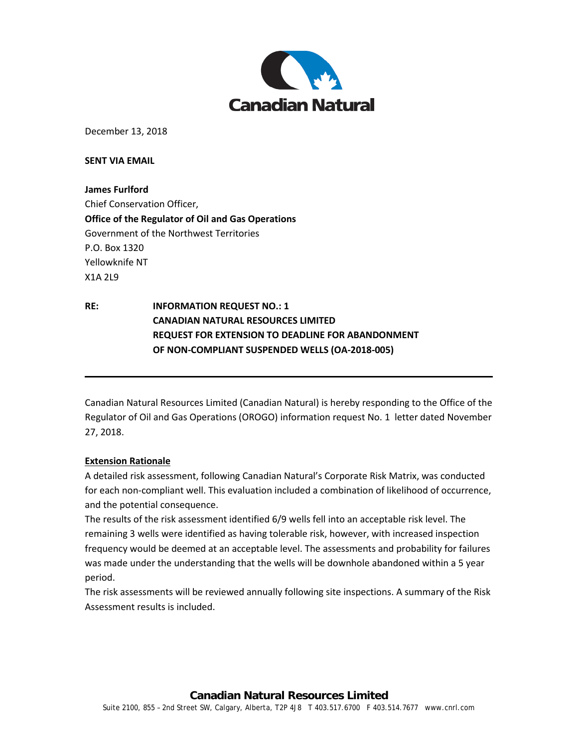December 13, 2018

**SENT VIA EMAIL**

**James Furlford**
Chief Conservation Officer,
**Office of the Regulator of Oil and Gas Operations**
Government of the Northwest Territories
P.O. Box 1320
Yellowknife NT
X1A 2L9

**RE: INFORMATION REQUEST NO.: 1
CANADIAN NATURAL RESOURCES LIMITED
REQUEST FOR EXTENSION TO DEADLINE FOR ABANDONMENT OF NON-COMPLIANT SUSPENDED WELLS (OA-2018-005)**

---

Canadian Natural Resources Limited (Canadian Natural) is hereby responding to the Office of the Regulator of Oil and Gas Operations (OROGO) information request No. 1 letter dated November 27, 2018.

**Extension Rationale**

A detailed risk assessment, following Canadian Natural's Corporate Risk Matrix, was conducted for each non-compliant well. This evaluation included a combination of likelihood of occurrence, and the potential consequence.

The results of the risk assessment identified 6/9 wells fell into an acceptable risk level. The remaining 3 wells were identified as having tolerable risk, however, with increased inspection frequency would be deemed at an acceptable level. The assessments and probability for failures was made under the understanding that the wells will be downhole abandoned within a 5 year period.

The risk assessments will be reviewed annually following site inspections. A summary of the Risk Assessment results is included.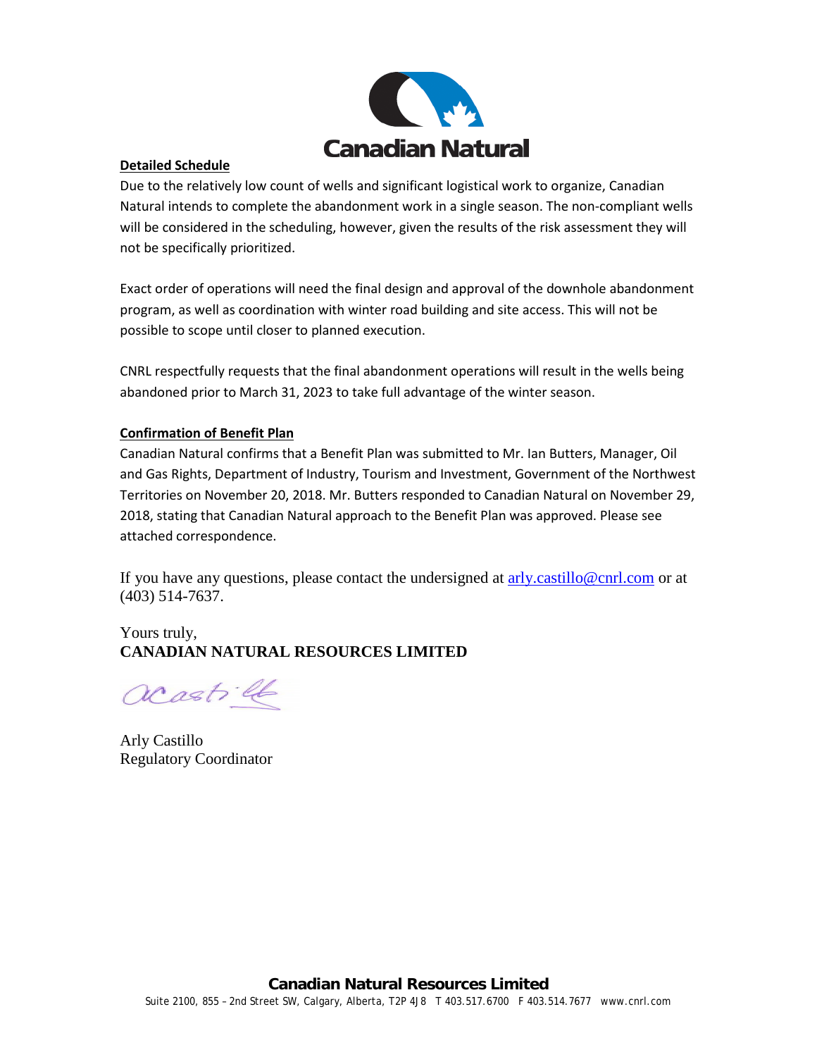**Detailed Schedule**

Due to the relatively low count of wells and significant logistical work to organize, Canadian Natural intends to complete the abandonment work in a single season. The non-compliant wells will be considered in the scheduling, however, given the results of the risk assessment they will not be specifically prioritized.

Exact order of operations will need the final design and approval of the downhole abandonment program, as well as coordination with winter road building and site access. This will not be possible to scope until closer to planned execution.

CNRL respectfully requests that the final abandonment operations will result in the wells being abandoned prior to March 31, 2023 to take full advantage of the winter season.

**Confirmation of Benefit Plan**

Canadian Natural confirms that a Benefit Plan was submitted to Mr. Ian Butters, Manager, Oil and Gas Rights, Department of Industry, Tourism and Investment, Government of the Northwest Territories on November 20, 2018. Mr. Butters responded to Canadian Natural on November 29, 2018, stating that Canadian Natural approach to the Benefit Plan was approved. Please see attached correspondence.

If you have any questions, please contact the undersigned at arly.castillo@cnrl.com or at (403) 514-7637.

Yours truly,
**CANADIAN NATURAL RESOURCES LIMITED**

Arly Castillo
Regulatory Coordinator

**Canadian Natural Resources Limited**
Suite 2100, 855 – 2nd Street SW, Calgary, Alberta, T2P 4J8 T 403.517.6700 F 403.514.7677 www.cnrl.com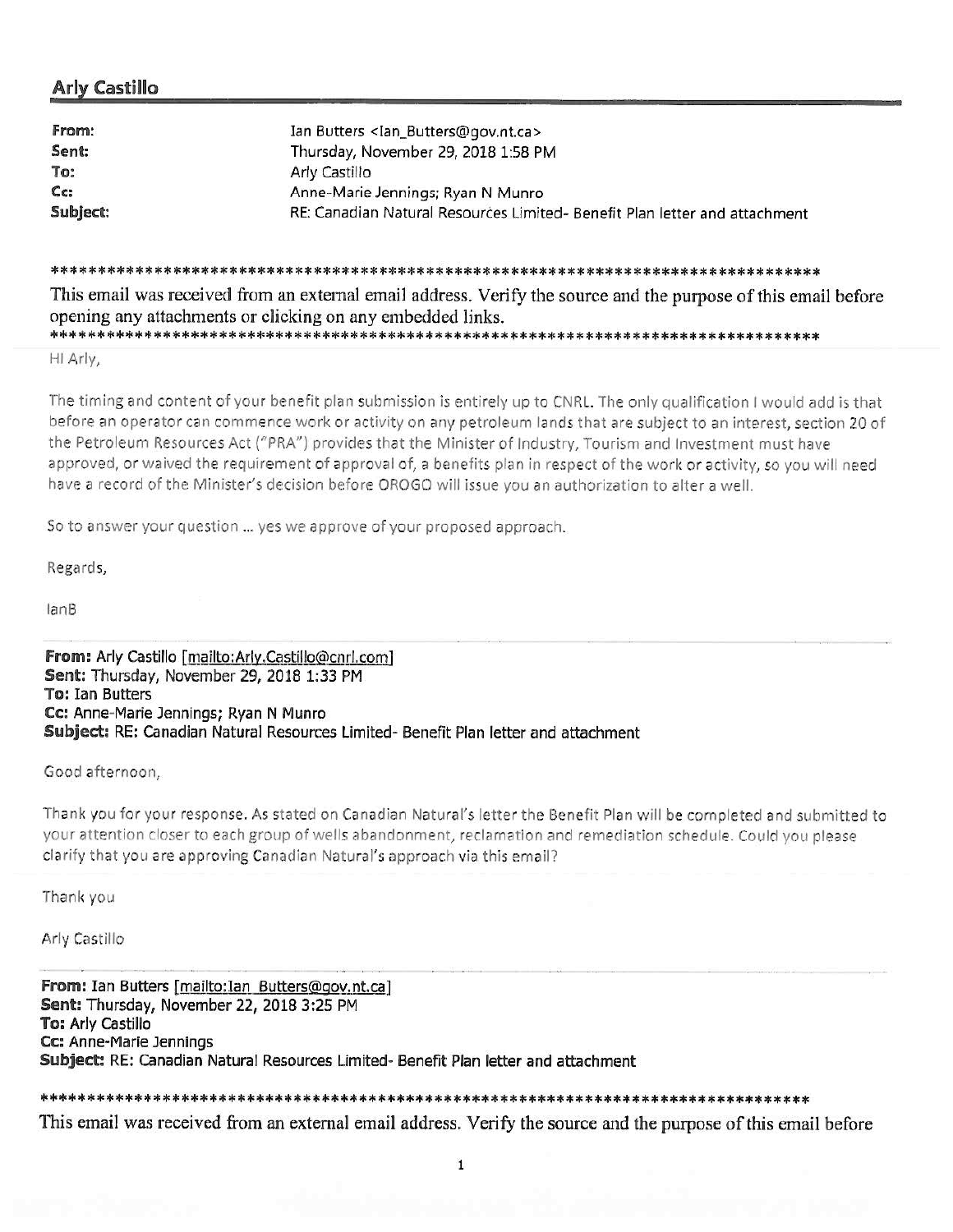## Arly Castillo

| | |
|---|---|
| **From:** | Ian Butters <Ian_Butters@gov.nt.ca> |
| **Sent:** | Thursday, November 29, 2018 1:58 PM |
| **To:** | Arly Castillo |
| **Cc:** | Anne-Marie Jennings; Ryan N Munro |
| **Subject:** | RE: Canadian Natural Resources Limited- Benefit Plan letter and attachment |

************************************************************************************
This email was received from an external email address. Verify the source and the purpose of this email before opening any attachments or clicking on any embedded links.
************************************************************************************

HI Arly,

The timing and content of your benefit plan submission is entirely up to CNRL. The only qualification I would add is that before an operator can commence work or activity on any petroleum lands that are subject to an interest, section 20 of the Petroleum Resources Act ("PRA") provides that the Minister of Industry, Tourism and Investment must have approved, or waived the requirement of approval of, a benefits plan in respect of the work or activity, so you will need have a record of the Minister's decision before OROGO will issue you an authorization to alter a well.

So to answer your question ... yes we approve of your proposed approach.

Regards,

IanB

---

**From:** Arly Castillo [mailto:Arly.Castillo@cnrl.com]
**Sent:** Thursday, November 29, 2018 1:33 PM
**To:** Ian Butters
**Cc:** Anne-Marie Jennings; Ryan N Munro
**Subject:** RE: Canadian Natural Resources Limited- Benefit Plan letter and attachment

Good afternoon,

Thank you for your response. As stated on Canadian Natural's letter the Benefit Plan will be completed and submitted to your attention closer to each group of wells abandonment, reclamation and remediation schedule. Could you please clarify that you are approving Canadian Natural's approach via this email?

Thank you

Arly Castillo

---

**From:** Ian Butters [mailto:Ian_Butters@gov.nt.ca]
**Sent:** Thursday, November 22, 2018 3:25 PM
**To:** Arly Castillo
**Cc:** Anne-Marie Jennings
**Subject:** RE: Canadian Natural Resources Limited- Benefit Plan letter and attachment

************************************************************************************
This email was received from an external email address. Verify the source and the purpose of this email before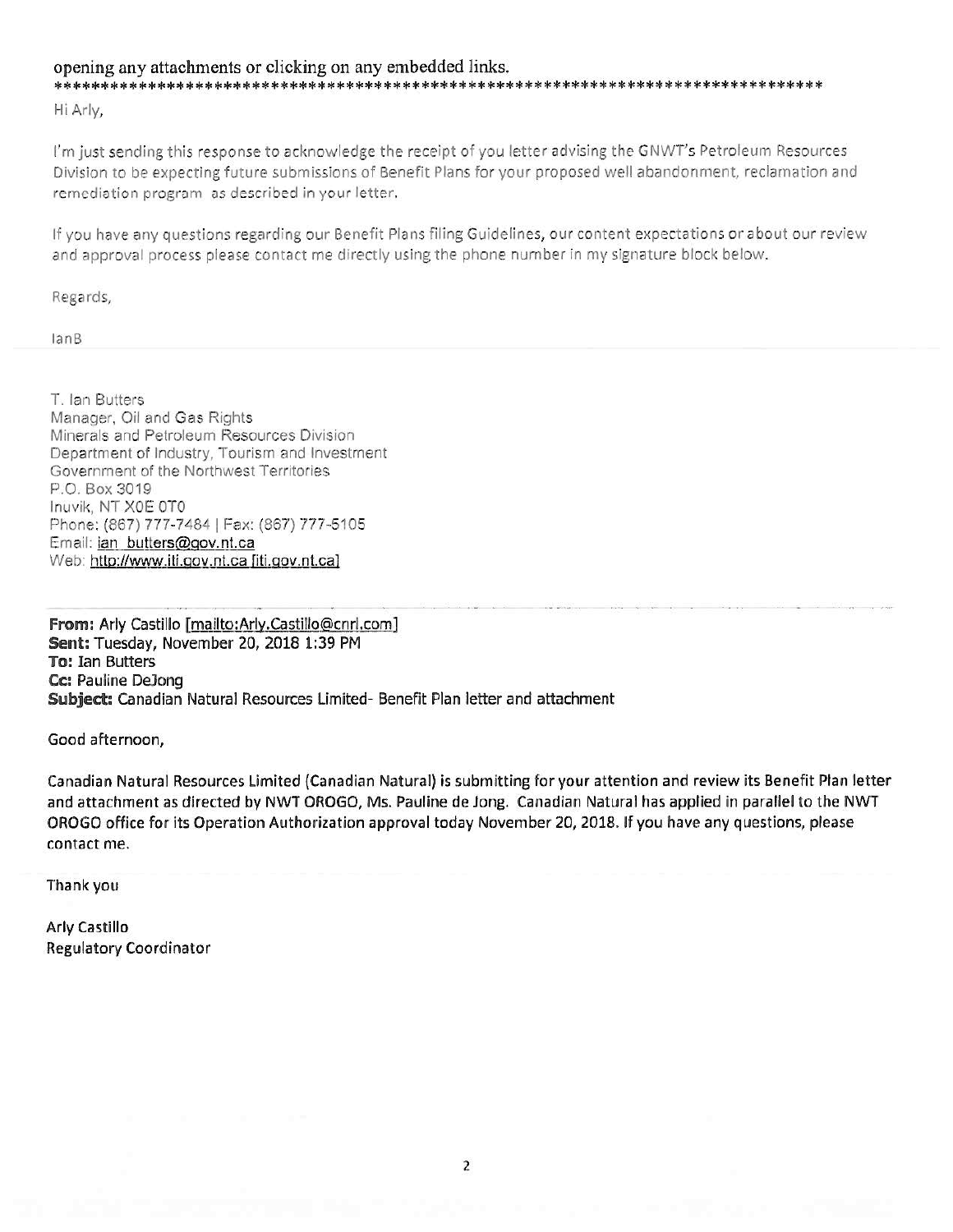opening any attachments or clicking on any embedded links.
*************************************************************************************

Hi Arly,

I'm just sending this response to acknowledge the receipt of you letter advising the GNWT's Petroleum Resources Division to be expecting future submissions of Benefit Plans for your proposed well abandonment, reclamation and remediation program as described in your letter.

If you have any questions regarding our Benefit Plans filing Guidelines, our content expectations or about our review and approval process please contact me directly using the phone number in my signature block below.

Regards,

IanB

T. Ian Butters
Manager, Oil and Gas Rights
Minerals and Petroleum Resources Division
Department of Industry, Tourism and Investment
Government of the Northwest Territories
P.O. Box 3019
Inuvik, NT X0E 0T0
Phone: (867) 777-7484 | Fax: (867) 777-5105
Email: ian_butters@gov.nt.ca
Web: http://www.iti.gov.nt.ca [iti.gov.nt.ca]

**From:** Arly Castillo [mailto:Arly.Castillo@cnrl.com]
**Sent:** Tuesday, November 20, 2018 1:39 PM
**To:** Ian Butters
**Cc:** Pauline DeJong
**Subject:** Canadian Natural Resources Limited- Benefit Plan letter and attachment

Good afternoon,

Canadian Natural Resources Limited (Canadian Natural) is submitting for your attention and review its Benefit Plan letter and attachment as directed by NWT OROGO, Ms. Pauline de Jong. Canadian Natural has applied in parallel to the NWT OROGO office for its Operation Authorization approval today November 20, 2018. If you have any questions, please contact me.

Thank you

Arly Castillo
Regulatory Coordinator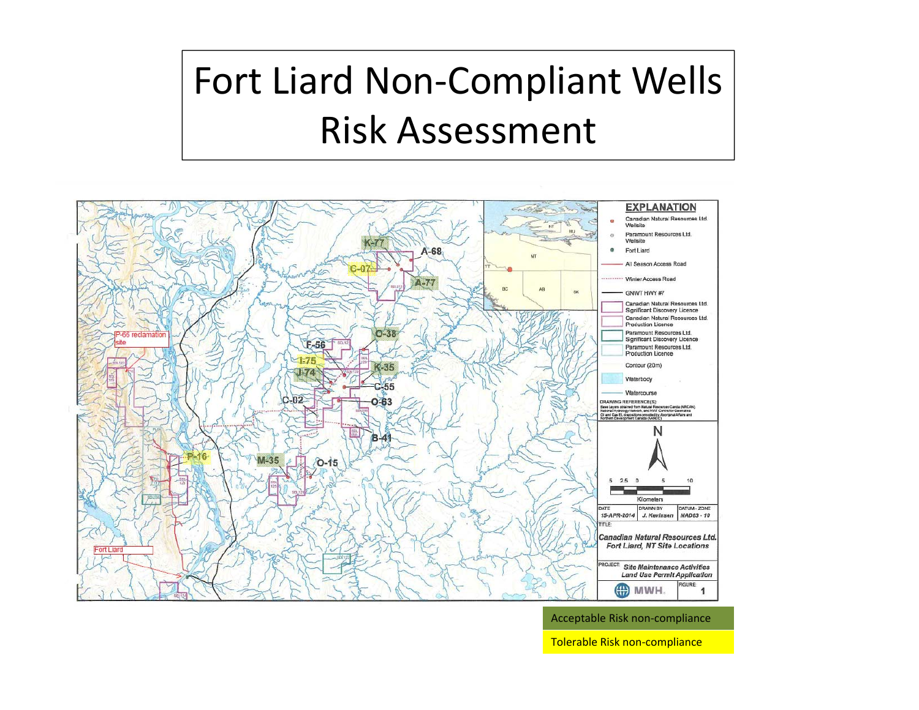# Fort Liard Non-Compliant Wells Risk Assessment

EXPLANATION

- Canadian Natural Resources Ltd. Wellsite
- Paramount Resources Ltd. Wellsite
- Fort Liard
- All Season Access Road
- Winter Access Road
- GNWT HWY #7
- Canadian Natural Resources Ltd. Significant Discovery Licence
- Canadian Natural Resources Ltd. Production Licence
- Paramount Resources Ltd. Significant Discovery Licence
- Paramount Resources Ltd. Production Licence
- Contour (20m)
- Waterbody
- Watercourse

DRAWING REFERENCE(S): Base layers obtained from Natural Resources Canada (NRCAN) National Hydrology Network, and NWT Centre for Geomatics. Oil and Gas EL dispositions provided by Aboriginal Affairs and Northern Development Canada (AANDC).

N

5 2.5 0 5 10

Kilometers

| DATE | DRAWN BY | DATUM - ZONE |
| --- | --- | --- |
| 15-APR-2014 | J. Kevinsen | NAD83 - 10 |

TITLE: Canadian Natural Resources Ltd. Fort Liard, NT Site Locations

PROJECT: Site Maintenance Activities Land Use Permit Application

MWH. FIGURE: 1

Map labels: K-77, A-68, C-07, A-77, O-38, F-56, I-75, J-74, K-35, C-55, C-02, O-63, B-41, M-35, O-15, P-16, P-66 reclamation site, Fort Liard

Acceptable Risk non-compliance

Tolerable Risk non-compliance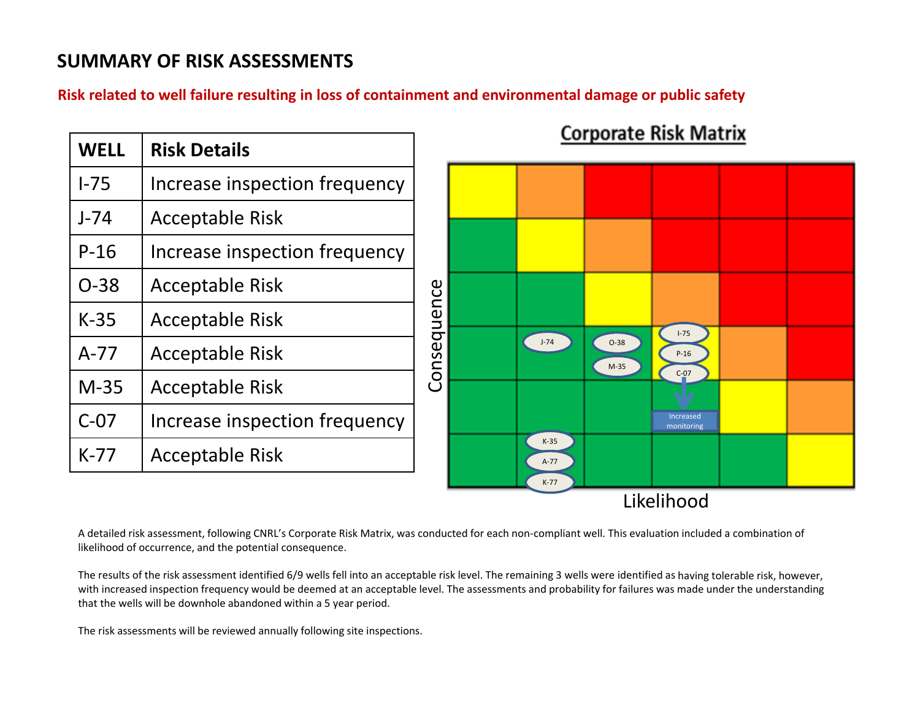## SUMMARY OF RISK ASSESSMENTS

**Risk related to well failure resulting in loss of containment and environmental damage or public safety**

| WELL | Risk Details |
|---|---|
| I-75 | Increase inspection frequency |
| J-74 | Acceptable Risk |
| P-16 | Increase inspection frequency |
| O-38 | Acceptable Risk |
| K-35 | Acceptable Risk |
| A-77 | Acceptable Risk |
| M-35 | Acceptable Risk |
| C-07 | Increase inspection frequency |
| K-77 | Acceptable Risk |

Corporate Risk Matrix

Consequence

Likelihood

J-74
O-38
M-35
I-75
P-16
C-07
Increased monitoring
K-35
A-77
K-77

A detailed risk assessment, following CNRL's Corporate Risk Matrix, was conducted for each non-compliant well. This evaluation included a combination of likelihood of occurrence, and the potential consequence.

The results of the risk assessment identified 6/9 wells fell into an acceptable risk level. The remaining 3 wells were identified as having tolerable risk, however, with increased inspection frequency would be deemed at an acceptable level. The assessments and probability for failures was made under the understanding that the wells will be downhole abandoned within a 5 year period.

The risk assessments will be reviewed annually following site inspections.